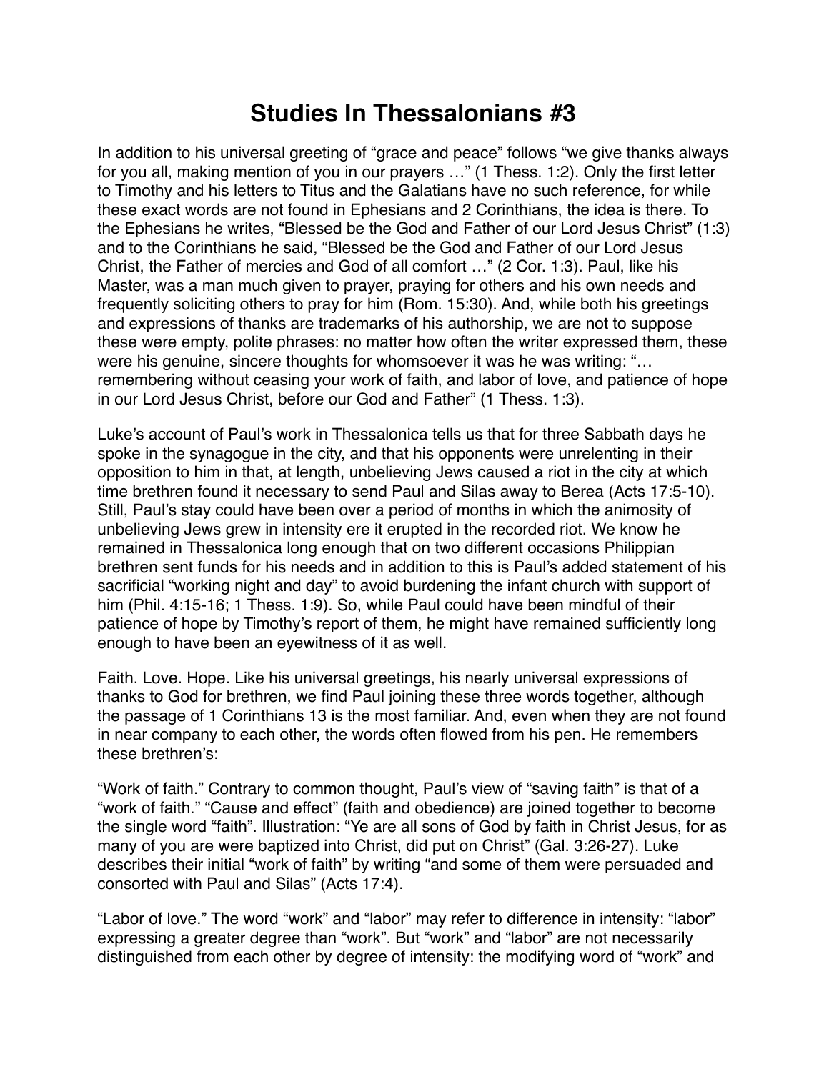# Studies In Thessalonians #3

In addition to his universal greeting of "grace and peace" follows "we give thanks always for you all, making mention of you in our prayers …" (1 Thess. 1:2). Only the first letter to Timothy and his letters to Titus and the Galatians have no such reference, for while these exact words are not found in Ephesians and 2 Corinthians, the idea is there. To the Ephesians he writes, "Blessed be the God and Father of our Lord Jesus Christ" (1:3) and to the Corinthians he said, "Blessed be the God and Father of our Lord Jesus Christ, the Father of mercies and God of all comfort …" (2 Cor. 1:3). Paul, like his Master, was a man much given to prayer, praying for others and his own needs and frequently soliciting others to pray for him (Rom. 15:30). And, while both his greetings and expressions of thanks are trademarks of his authorship, we are not to suppose these were empty, polite phrases: no matter how often the writer expressed them, these were his genuine, sincere thoughts for whomsoever it was he was writing: "… remembering without ceasing your work of faith, and labor of love, and patience of hope in our Lord Jesus Christ, before our God and Father" (1 Thess. 1:3).

Luke's account of Paul's work in Thessalonica tells us that for three Sabbath days he spoke in the synagogue in the city, and that his opponents were unrelenting in their opposition to him in that, at length, unbelieving Jews caused a riot in the city at which time brethren found it necessary to send Paul and Silas away to Berea (Acts 17:5-10). Still, Paul's stay could have been over a period of months in which the animosity of unbelieving Jews grew in intensity ere it erupted in the recorded riot. We know he remained in Thessalonica long enough that on two different occasions Philippian brethren sent funds for his needs and in addition to this is Paul's added statement of his sacrificial "working night and day" to avoid burdening the infant church with support of him (Phil. 4:15-16; 1 Thess. 1:9). So, while Paul could have been mindful of their patience of hope by Timothy's report of them, he might have remained sufficiently long enough to have been an eyewitness of it as well.

Faith. Love. Hope. Like his universal greetings, his nearly universal expressions of thanks to God for brethren, we find Paul joining these three words together, although the passage of 1 Corinthians 13 is the most familiar. And, even when they are not found in near company to each other, the words often flowed from his pen. He remembers these brethren's:

"Work of faith." Contrary to common thought, Paul's view of "saving faith" is that of a "work of faith." "Cause and effect" (faith and obedience) are joined together to become the single word "faith". Illustration: "Ye are all sons of God by faith in Christ Jesus, for as many of you are were baptized into Christ, did put on Christ" (Gal. 3:26-27). Luke describes their initial "work of faith" by writing "and some of them were persuaded and consorted with Paul and Silas" (Acts 17:4).

"Labor of love." The word "work" and "labor" may refer to difference in intensity: "labor" expressing a greater degree than "work". But "work" and "labor" are not necessarily distinguished from each other by degree of intensity: the modifying word of "work" and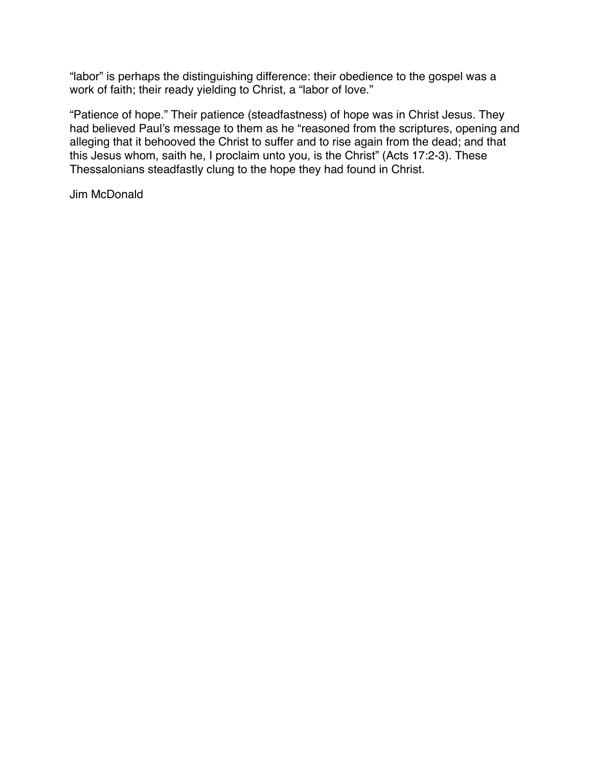“labor” is perhaps the distinguishing difference: their obedience to the gospel was a work of faith; their ready yielding to Christ, a “labor of love.”

“Patience of hope.” Their patience (steadfastness) of hope was in Christ Jesus. They had believed Paul’s message to them as he “reasoned from the scriptures, opening and alleging that it behooved the Christ to suffer and to rise again from the dead; and that this Jesus whom, saith he, I proclaim unto you, is the Christ” (Acts 17:2-3). These Thessalonians steadfastly clung to the hope they had found in Christ.

Jim McDonald